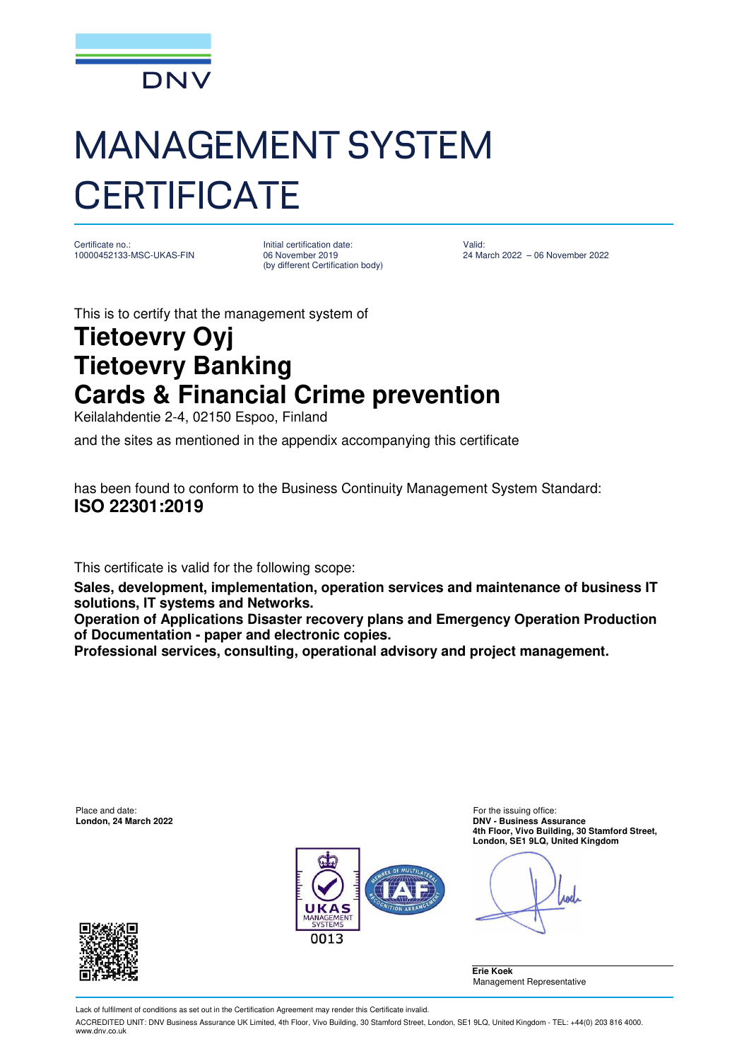DNV

# MANAGEMENT SYSTEM CERTIFICATE

Certificate no.:
10000452133-MSC-UKAS-FIN

Initial certification date:
06 November 2019
(by different Certification body)

Valid:
24 March 2022 – 06 November 2022

This is to certify that the management system of

## Tietoevry Oyj
## Tietoevry Banking
## Cards & Financial Crime prevention

Keilalahdentie 2-4, 02150 Espoo, Finland

and the sites as mentioned in the appendix accompanying this certificate

has been found to conform to the Business Continuity Management System Standard:

**ISO 22301:2019**

This certificate is valid for the following scope:

**Sales, development, implementation, operation services and maintenance of business IT solutions, IT systems and Networks.**
**Operation of Applications Disaster recovery plans and Emergency Operation Production of Documentation - paper and electronic copies.**
**Professional services, consulting, operational advisory and project management.**

Place and date:
**London, 24 March 2022**

UKAS MANAGEMENT SYSTEMS 0013

For the issuing office:
**DNV - Business Assurance**
**4th Floor, Vivo Building, 30 Stamford Street, London, SE1 9LQ, United Kingdom**

**Erie Koek**
Management Representative

Lack of fulfilment of conditions as set out in the Certification Agreement may render this Certificate invalid.

ACCREDITED UNIT: DNV Business Assurance UK Limited, 4th Floor, Vivo Building, 30 Stamford Street, London, SE1 9LQ, United Kingdom - TEL: +44(0) 203 816 4000. www.dnv.co.uk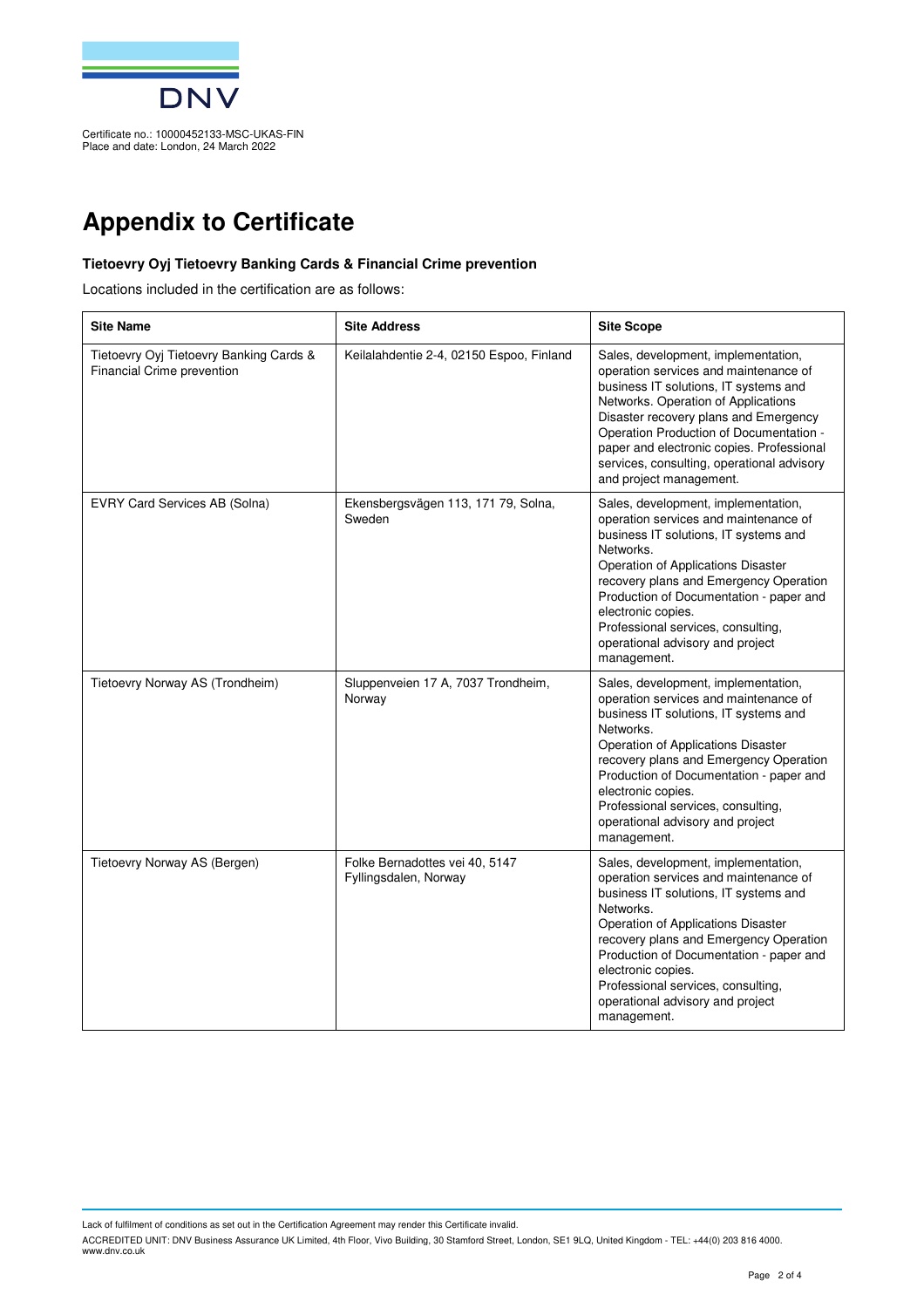Certificate no.: 10000452133-MSC-UKAS-FIN
Place and date: London, 24 March 2022

# Appendix to Certificate

**Tietoevry Oyj Tietoevry Banking Cards & Financial Crime prevention**

Locations included in the certification are as follows:

| Site Name | Site Address | Site Scope |
|---|---|---|
| Tietoevry Oyj Tietoevry Banking Cards & Financial Crime prevention | Keilalahdentie 2-4, 02150 Espoo, Finland | Sales, development, implementation, operation services and maintenance of business IT solutions, IT systems and Networks. Operation of Applications Disaster recovery plans and Emergency Operation Production of Documentation - paper and electronic copies. Professional services, consulting, operational advisory and project management. |
| EVRY Card Services AB (Solna) | Ekensbergsvägen 113, 171 79, Solna, Sweden | Sales, development, implementation, operation services and maintenance of business IT solutions, IT systems and Networks. Operation of Applications Disaster recovery plans and Emergency Operation Production of Documentation - paper and electronic copies. Professional services, consulting, operational advisory and project management. |
| Tietoevry Norway AS (Trondheim) | Sluppenveien 17 A, 7037 Trondheim, Norway | Sales, development, implementation, operation services and maintenance of business IT solutions, IT systems and Networks. Operation of Applications Disaster recovery plans and Emergency Operation Production of Documentation - paper and electronic copies. Professional services, consulting, operational advisory and project management. |
| Tietoevry Norway AS (Bergen) | Folke Bernadottes vei 40, 5147 Fyllingsdalen, Norway | Sales, development, implementation, operation services and maintenance of business IT solutions, IT systems and Networks. Operation of Applications Disaster recovery plans and Emergency Operation Production of Documentation - paper and electronic copies. Professional services, consulting, operational advisory and project management. |

Lack of fulfilment of conditions as set out in the Certification Agreement may render this Certificate invalid.

ACCREDITED UNIT: DNV Business Assurance UK Limited, 4th Floor, Vivo Building, 30 Stamford Street, London, SE1 9LQ, United Kingdom - TEL: +44(0) 203 816 4000. www.dnv.co.uk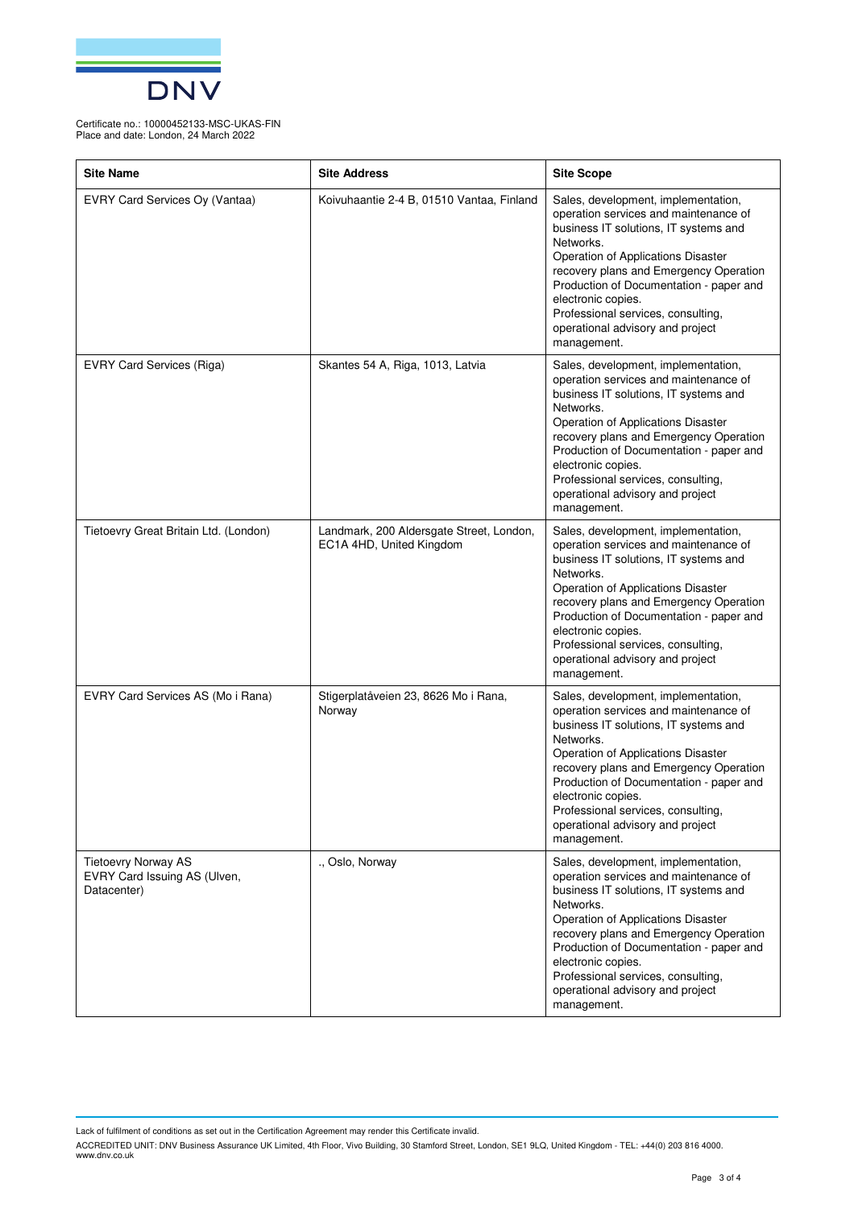Certificate no.: 10000452133-MSC-UKAS-FIN
Place and date: London, 24 March 2022

| Site Name | Site Address | Site Scope |
|---|---|---|
| EVRY Card Services Oy (Vantaa) | Koivuhaantie 2-4 B, 01510 Vantaa, Finland | Sales, development, implementation, operation services and maintenance of business IT solutions, IT systems and Networks.<br>Operation of Applications Disaster recovery plans and Emergency Operation Production of Documentation - paper and electronic copies.<br>Professional services, consulting, operational advisory and project management. |
| EVRY Card Services (Riga) | Skantes 54 A, Riga, 1013, Latvia | Sales, development, implementation, operation services and maintenance of business IT solutions, IT systems and Networks.<br>Operation of Applications Disaster recovery plans and Emergency Operation Production of Documentation - paper and electronic copies.<br>Professional services, consulting, operational advisory and project management. |
| Tietoevry Great Britain Ltd. (London) | Landmark, 200 Aldersgate Street, London, EC1A 4HD, United Kingdom | Sales, development, implementation, operation services and maintenance of business IT solutions, IT systems and Networks.<br>Operation of Applications Disaster recovery plans and Emergency Operation Production of Documentation - paper and electronic copies.<br>Professional services, consulting, operational advisory and project management. |
| EVRY Card Services AS (Mo i Rana) | Stigerplatåveien 23, 8626 Mo i Rana, Norway | Sales, development, implementation, operation services and maintenance of business IT solutions, IT systems and Networks.<br>Operation of Applications Disaster recovery plans and Emergency Operation Production of Documentation - paper and electronic copies.<br>Professional services, consulting, operational advisory and project management. |
| Tietoevry Norway AS<br>EVRY Card Issuing AS (Ulven, Datacenter) | ., Oslo, Norway | Sales, development, implementation, operation services and maintenance of business IT solutions, IT systems and Networks.<br>Operation of Applications Disaster recovery plans and Emergency Operation Production of Documentation - paper and electronic copies.<br>Professional services, consulting, operational advisory and project management. |

Lack of fulfilment of conditions as set out in the Certification Agreement may render this Certificate invalid.

ACCREDITED UNIT: DNV Business Assurance UK Limited, 4th Floor, Vivo Building, 30 Stamford Street, London, SE1 9LQ, United Kingdom - TEL: +44(0) 203 816 4000. www.dnv.co.uk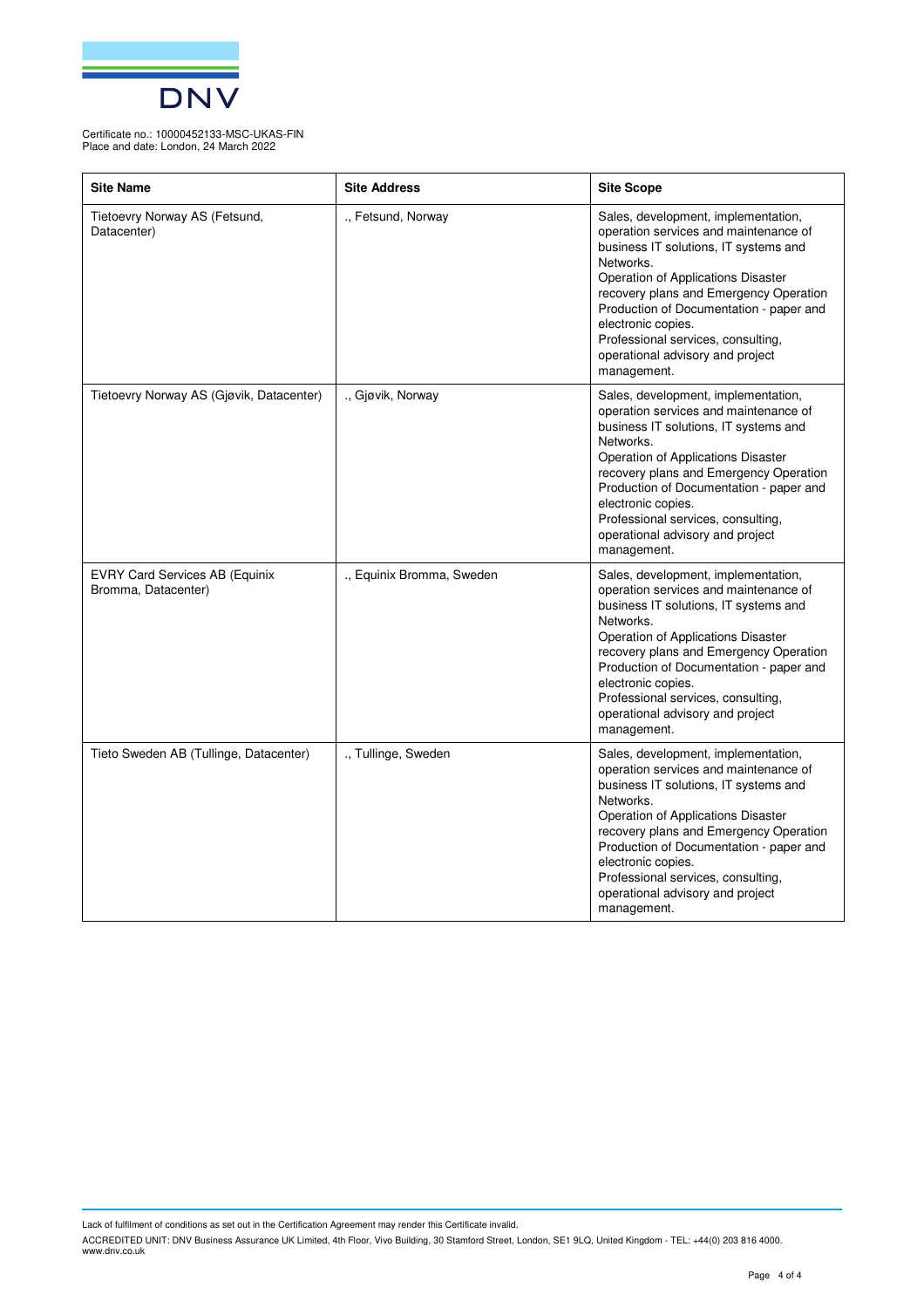Certificate no.: 10000452133-MSC-UKAS-FIN
Place and date: London, 24 March 2022

| Site Name | Site Address | Site Scope |
|---|---|---|
| Tietoevry Norway AS (Fetsund, Datacenter) | ., Fetsund, Norway | Sales, development, implementation, operation services and maintenance of business IT solutions, IT systems and Networks.<br>Operation of Applications Disaster recovery plans and Emergency Operation Production of Documentation - paper and electronic copies.<br>Professional services, consulting, operational advisory and project management. |
| Tietoevry Norway AS (Gjøvik, Datacenter) | ., Gjøvik, Norway | Sales, development, implementation, operation services and maintenance of business IT solutions, IT systems and Networks.<br>Operation of Applications Disaster recovery plans and Emergency Operation Production of Documentation - paper and electronic copies.<br>Professional services, consulting, operational advisory and project management. |
| EVRY Card Services AB (Equinix Bromma, Datacenter) | ., Equinix Bromma, Sweden | Sales, development, implementation, operation services and maintenance of business IT solutions, IT systems and Networks.<br>Operation of Applications Disaster recovery plans and Emergency Operation Production of Documentation - paper and electronic copies.<br>Professional services, consulting, operational advisory and project management. |
| Tieto Sweden AB (Tullinge, Datacenter) | ., Tullinge, Sweden | Sales, development, implementation, operation services and maintenance of business IT solutions, IT systems and Networks.<br>Operation of Applications Disaster recovery plans and Emergency Operation Production of Documentation - paper and electronic copies.<br>Professional services, consulting, operational advisory and project management. |

Lack of fulfilment of conditions as set out in the Certification Agreement may render this Certificate invalid.

ACCREDITED UNIT: DNV Business Assurance UK Limited, 4th Floor, Vivo Building, 30 Stamford Street, London, SE1 9LQ, United Kingdom - TEL: +44(0) 203 816 4000. www.dnv.co.uk